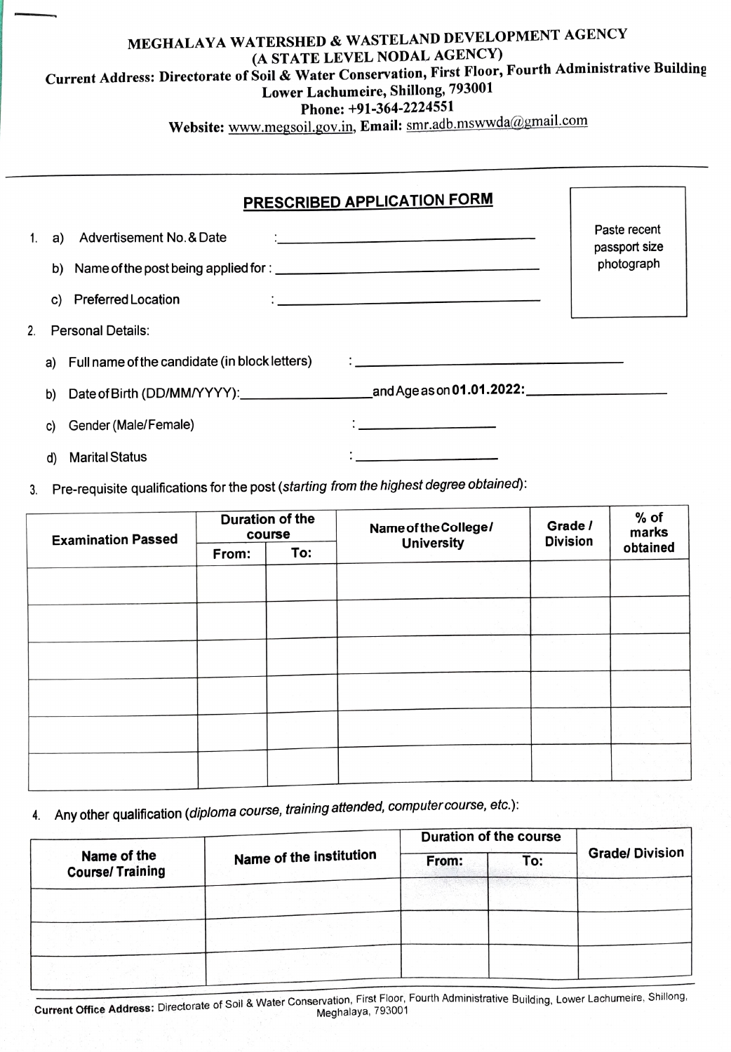# MEGHALAYA WATERSHED & WASTELAND DEVELOPMENT AGENCY

**(A STATE LEVEL NODAL AGENCY)**

**Current Address: Directorate of Soil & Water Conservation, First Floor, Fourth Administrative Building Lower Lachumeire, Shillong, 793001**

**Phone: +91-364-2224551**

**Website:** www.megsoil.gov.in, **Email:** smr.adb.mswwda@gmail.com

---

## PRESCRIBED APPLICATION FORM

Paste recent passport size photograph

1. a) Advertisement No. & Date : ____________________
   b) Name of the post being applied for : ____________________
   c) Preferred Location : ____________________
2. Personal Details:
   a) Full name of the candidate (in block letters) : ____________________
   b) Date of Birth (DD/MM/YYYY): ______________ and Age as on **01.01.2022:** ______________
   c) Gender (Male/Female) : ______________
   d) Marital Status : ______________
3. Pre-requisite qualifications for the post (*starting from the highest degree obtained*):

| Examination Passed | Duration of the course | | Name of the College/ University | Grade / Division | % of marks obtained |
|---|---|---|---|---|---|
| | From: | To: | | | |
| | | | | | |
| | | | | | |
| | | | | | |
| | | | | | |
| | | | | | |
| | | | | | |

4. Any other qualification (*diploma course, training attended, computer course, etc.*):

| Name of the Course/ Training | Name of the institution | Duration of the course | | Grade/ Division |
|---|---|---|---|---|
| | | From: | To: | |
| | | | | |
| | | | | |
| | | | | |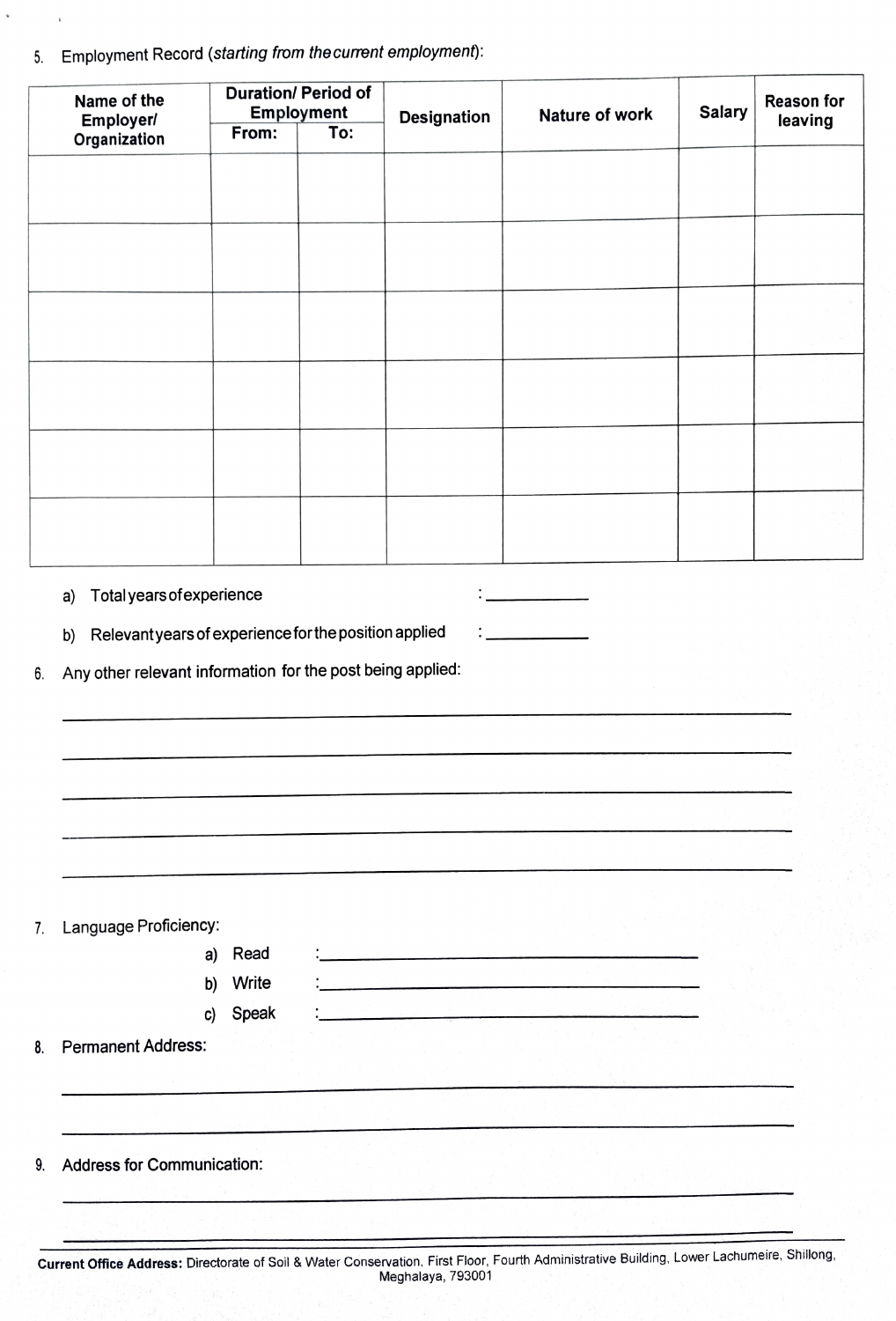5. Employment Record (*starting from the current employment*):

| Name of the Employer/ Organization | Duration/ Period of Employment | | Designation | Nature of work | Salary | Reason for leaving |
|---|---|---|---|---|---|---|
| | From: | To: | | | | |
| | | | | | | |
| | | | | | | |
| | | | | | | |
| | | | | | | |
| | | | | | | |
| | | | | | | |

a) Total years of experience : ___________

b) Relevant years of experience for the position applied : ___________

6. Any other relevant information for the post being applied:

_______________________________________________

_______________________________________________

_______________________________________________

_______________________________________________

_______________________________________________

7. Language Proficiency:

a) Read :___________________________

b) Write :___________________________

c) Speak :___________________________

8. Permanent Address:

_______________________________________________

_______________________________________________

9. Address for Communication:

_______________________________________________

_______________________________________________

**Current Office Address:** Directorate of Soil & Water Conservation, First Floor, Fourth Administrative Building, Lower Lachumeire, Shillong, Meghalaya, 793001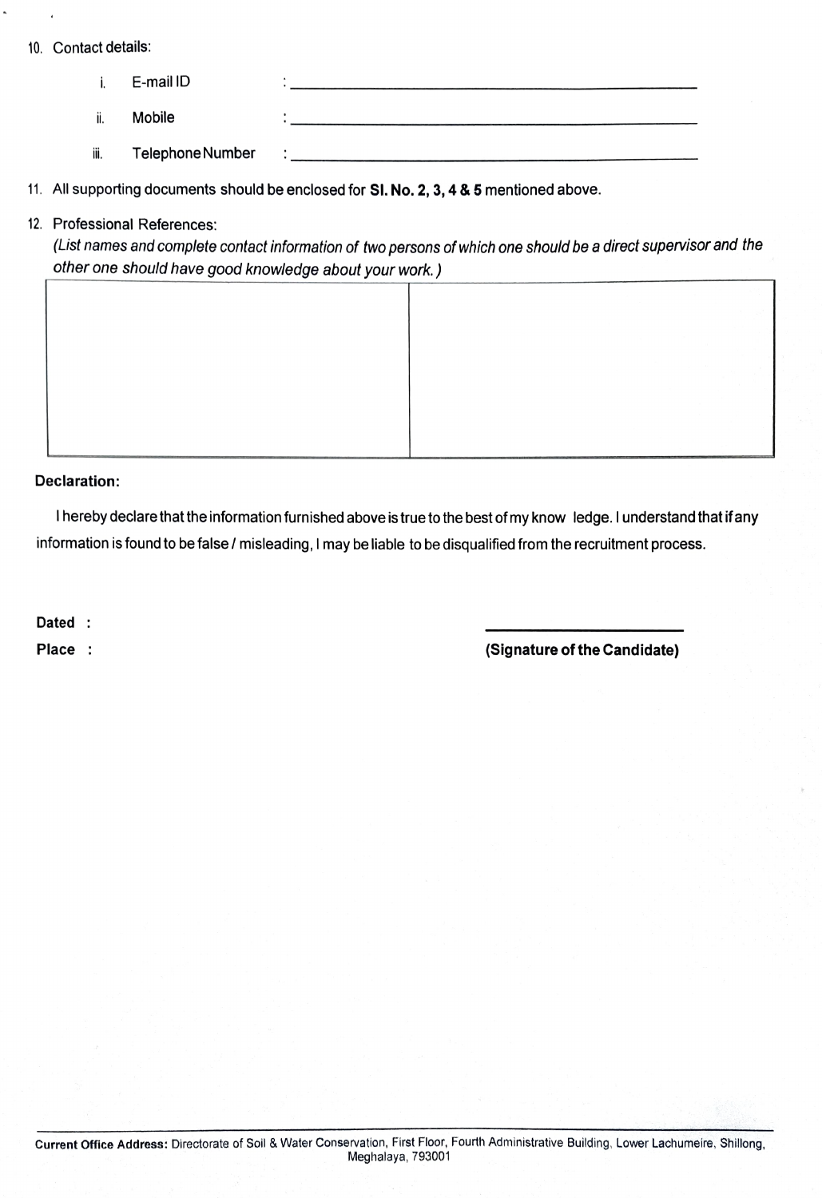10. Contact details:

    i. E-mail ID : ______________________________

    ii. Mobile : ______________________________

    iii. Telephone Number : ______________________________

11. All supporting documents should be enclosed for **Sl. No. 2, 3, 4 & 5** mentioned above.

12. Professional References:
    *(List names and complete contact information of two persons of which one should be a direct supervisor and the other one should have good knowledge about your work.)*

| | |
|---|---|
| | |

**Declaration:**

I hereby declare that the information furnished above is true to the best of my know ledge. I understand that if any information is found to be false / misleading, I may be liable to be disqualified from the recruitment process.

**Dated :**

**Place :**

______________________

**(Signature of the Candidate)**

**Current Office Address:** Directorate of Soil & Water Conservation, First Floor, Fourth Administrative Building, Lower Lachumeire, Shillong, Meghalaya, 793001